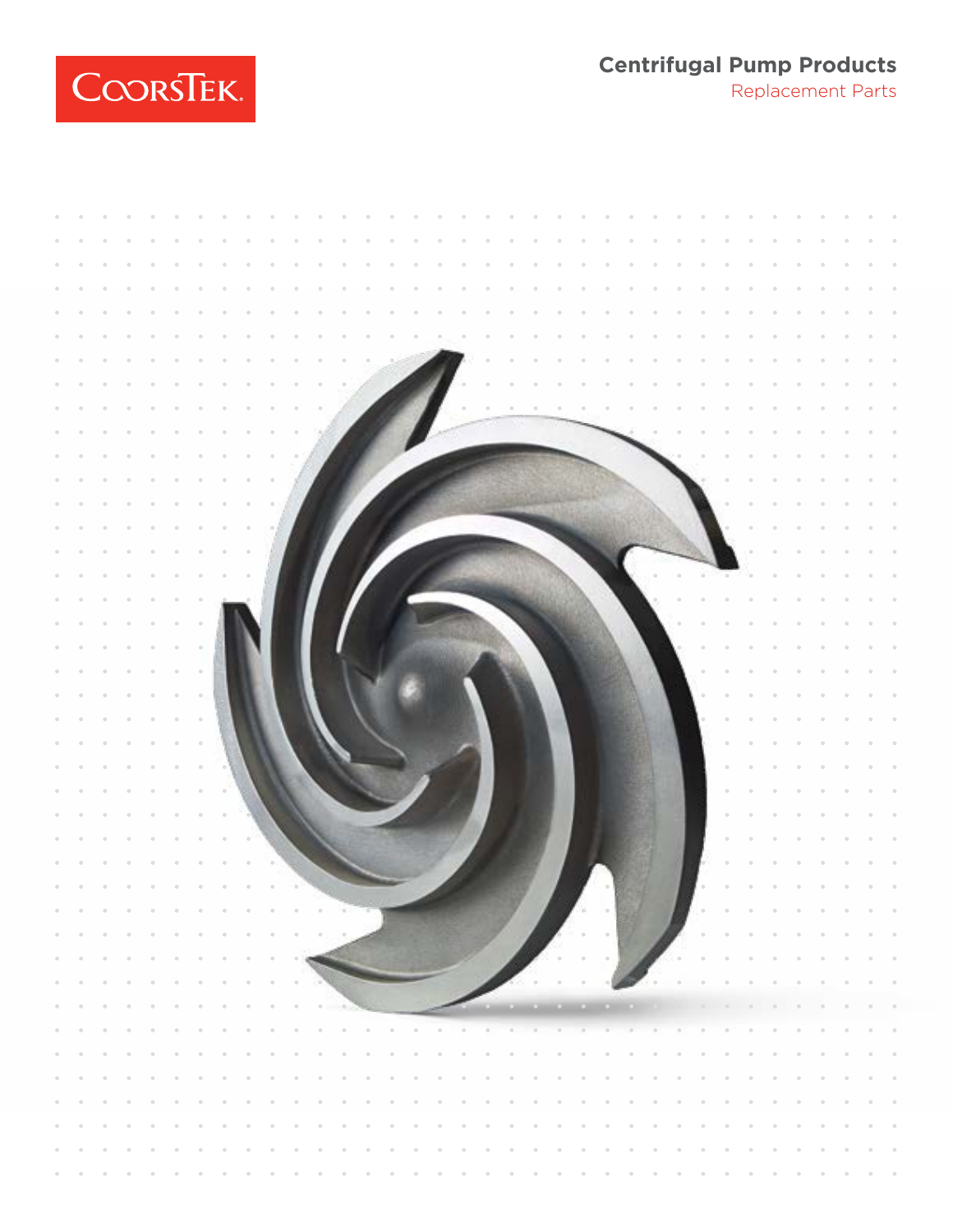CoorsTek

# Centrifugal Pump Products

Replacement Parts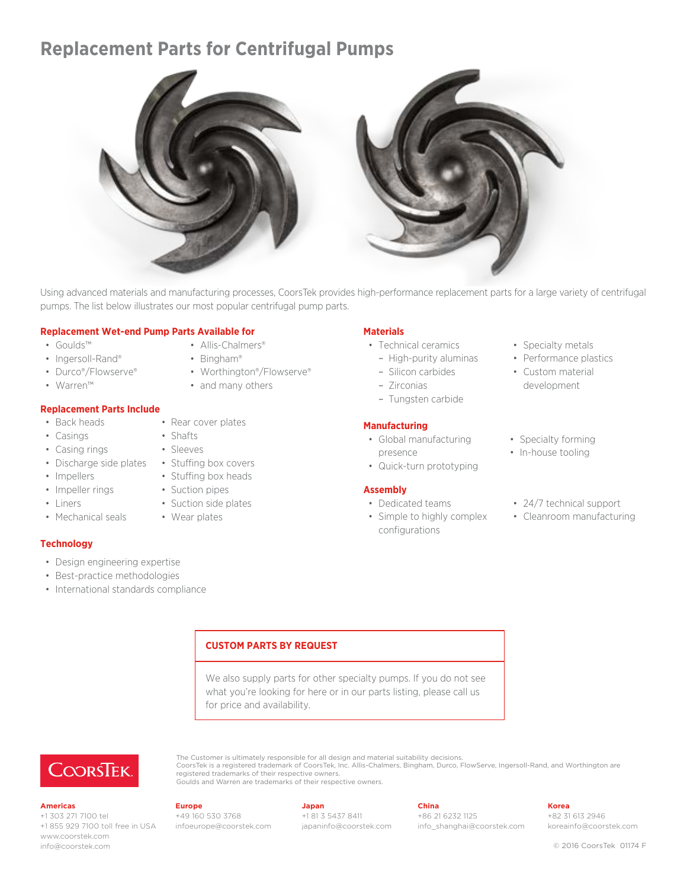# Replacement Parts for Centrifugal Pumps

Using advanced materials and manufacturing processes, CoorsTek provides high-performance replacement parts for a large variety of centrifugal pumps. The list below illustrates our most popular centrifugal pump parts.

## Replacement Wet-end Pump Parts Available for

- Goulds™
- Ingersoll-Rand®
- Durco®/Flowserve®
- Warren™
- Allis-Chalmers®
- Bingham®
- Worthington®/Flowserve®
- and many others

## Replacement Parts Include

- Back heads
- Casings
- Casing rings
- Discharge side plates
- Impellers
- Impeller rings
- Liners
- Mechanical seals
- Rear cover plates
- Shafts
- Sleeves
- Stuffing box covers
- Stuffing box heads
- Suction pipes
- Suction side plates
- Wear plates

## Technology

- Design engineering expertise
- Best-practice methodologies
- International standards compliance

## Materials

- Technical ceramics
  - High-purity aluminas
  - Silicon carbides
  - Zirconias
  - Tungsten carbide
- Specialty metals
- Performance plastics
- Custom material development

## Manufacturing

- Global manufacturing presence
- Quick-turn prototyping
- Specialty forming
- In-house tooling

## Assembly

- Dedicated teams
- Simple to highly complex configurations
- 24/7 technical support
- Cleanroom manufacturing

**CUSTOM PARTS BY REQUEST**

We also supply parts for other specialty pumps. If you do not see what you're looking for here or in our parts listing, please call us for price and availability.

CoorsTek

The Customer is ultimately responsible for all design and material suitability decisions.
CoorsTek is a registered trademark of CoorsTek, Inc. Allis-Chalmers, Bingham, Durco, FlowServe, Ingersoll-Rand, and Worthington are registered trademarks of their respective owners.
Goulds and Warren are trademarks of their respective owners.

**Americas**
+1 303 271 7100 tel
+1 855 929 7100 toll free in USA
www.coorstek.com
info@coorstek.com

**Europe**
+49 160 530 3768
infoeurope@coorstek.com

**Japan**
+81 3 5437 8411
japaninfo@coorstek.com

**China**
+86 21 6232 1125
info_shanghai@coorstek.com

**Korea**
+82 31 613 2946
koreainfo@coorstek.com

© 2016 CoorsTek 01174 F